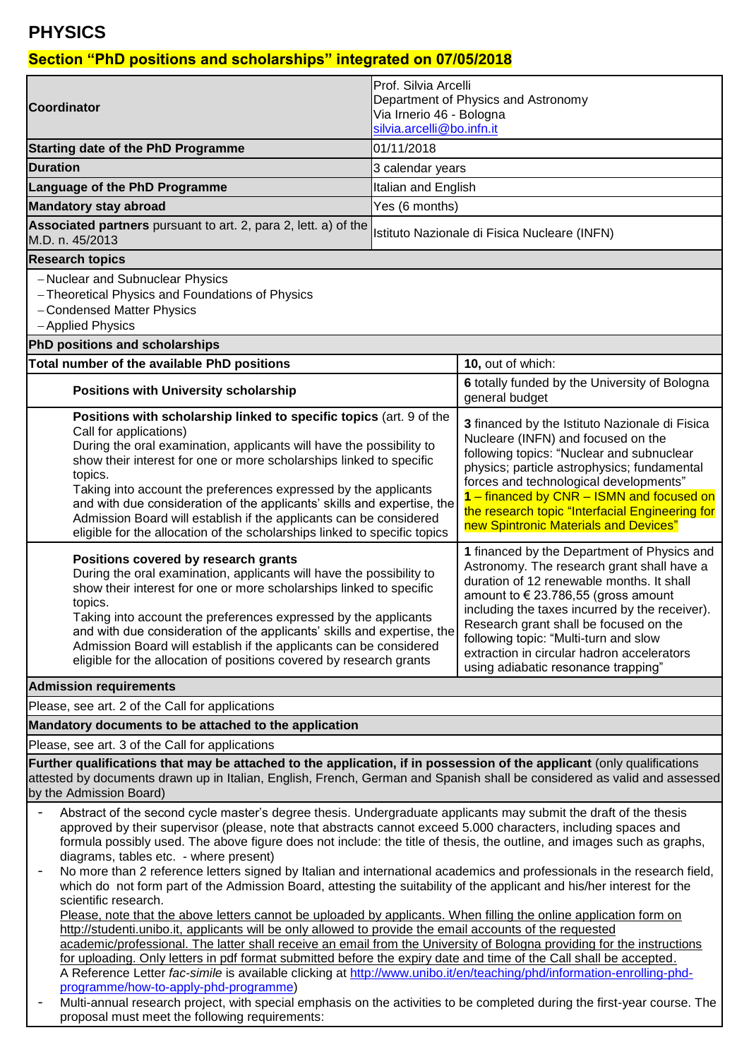# PHYSICS

## Section "PhD positions and scholarships" integrated on 07/05/2018

| | |
|---|---|
| **Coordinator** | Prof. Silvia Arcelli<br>Department of Physics and Astronomy<br>Via Irnerio 46 - Bologna<br>silvia.arcelli@bo.infn.it |
| **Starting date of the PhD Programme** | 01/11/2018 |
| **Duration** | 3 calendar years |
| **Language of the PhD Programme** | Italian and English |
| **Mandatory stay abroad** | Yes (6 months) |
| **Associated partners** pursuant to art. 2, para 2, lett. a) of the M.D. n. 45/2013 | Istituto Nazionale di Fisica Nucleare (INFN) |

**Research topics**

- Nuclear and Subnuclear Physics
- Theoretical Physics and Foundations of Physics
- Condensed Matter Physics
- Applied Physics

**PhD positions and scholarships**

| | |
|---|---|
| **Total number of the available PhD positions** | **10,** out of which: |
| **Positions with University scholarship** | **6** totally funded by the University of Bologna general budget |
| **Positions with scholarship linked to specific topics** (art. 9 of the Call for applications)<br>During the oral examination, applicants will have the possibility to show their interest for one or more scholarships linked to specific topics.<br>Taking into account the preferences expressed by the applicants and with due consideration of the applicants' skills and expertise, the Admission Board will establish if the applicants can be considered eligible for the allocation of the scholarships linked to specific topics | **3** financed by the Istituto Nazionale di Fisica Nucleare (INFN) and focused on the following topics: "Nuclear and subnuclear physics; particle astrophysics; fundamental forces and technological developments"<br>**1** – financed by CNR – ISMN and focused on the research topic "Interfacial Engineering for new Spintronic Materials and Devices" |
| **Positions covered by research grants**<br>During the oral examination, applicants will have the possibility to show their interest for one or more scholarships linked to specific topics.<br>Taking into account the preferences expressed by the applicants and with due consideration of the applicants' skills and expertise, the Admission Board will establish if the applicants can be considered eligible for the allocation of positions covered by research grants | **1** financed by the Department of Physics and Astronomy. The research grant shall have a duration of 12 renewable months. It shall amount to € 23.786,55 (gross amount including the taxes incurred by the receiver). Research grant shall be focused on the following topic: "Multi-turn and slow extraction in circular hadron accelerators using adiabatic resonance trapping" |

**Admission requirements**

Please, see art. 2 of the Call for applications

**Mandatory documents to be attached to the application**

Please, see art. 3 of the Call for applications

**Further qualifications that may be attached to the application, if in possession of the applicant** (only qualifications attested by documents drawn up in Italian, English, French, German and Spanish shall be considered as valid and assessed by the Admission Board)

- Abstract of the second cycle master's degree thesis. Undergraduate applicants may submit the draft of the thesis approved by their supervisor (please, note that abstracts cannot exceed 5.000 characters, including spaces and formula possibly used. The above figure does not include: the title of thesis, the outline, and images such as graphs, diagrams, tables etc. - where present)
- No more than 2 reference letters signed by Italian and international academics and professionals in the research field, which do not form part of the Admission Board, attesting the suitability of the applicant and his/her interest for the scientific research.
  Please, note that the above letters cannot be uploaded by applicants. When filling the online application form on http://studenti.unibo.it, applicants will be only allowed to provide the email accounts of the requested academic/professional. The latter shall receive an email from the University of Bologna providing for the instructions for uploading. Only letters in pdf format submitted before the expiry date and time of the Call shall be accepted.
  A Reference Letter *fac-simile* is available clicking at http://www.unibo.it/en/teaching/phd/information-enrolling-phd-programme/how-to-apply-phd-programme)
- Multi-annual research project, with special emphasis on the activities to be completed during the first-year course. The proposal must meet the following requirements: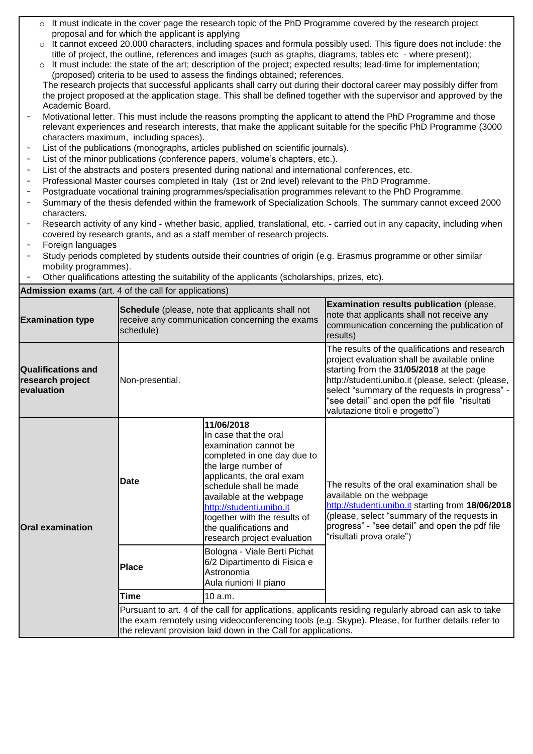- It must indicate in the cover page the research topic of the PhD Programme covered by the research project proposal and for which the applicant is applying
- It cannot exceed 20.000 characters, including spaces and formula possibly used. This figure does not include: the title of project, the outline, references and images (such as graphs, diagrams, tables etc - where present);
- It must include: the state of the art; description of the project; expected results; lead-time for implementation; (proposed) criteria to be used to assess the findings obtained; references.

The research projects that successful applicants shall carry out during their doctoral career may possibly differ from the project proposed at the application stage. This shall be defined together with the supervisor and approved by the Academic Board.

- Motivational letter. This must include the reasons prompting the applicant to attend the PhD Programme and those relevant experiences and research interests, that make the applicant suitable for the specific PhD Programme (3000 characters maximum, including spaces).
- List of the publications (monographs, articles published on scientific journals).
- List of the minor publications (conference papers, volume's chapters, etc.).
- List of the abstracts and posters presented during national and international conferences, etc.
- Professional Master courses completed in Italy (1st or 2nd level) relevant to the PhD Programme.
- Postgraduate vocational training programmes/specialisation programmes relevant to the PhD Programme.
- Summary of the thesis defended within the framework of Specialization Schools. The summary cannot exceed 2000 characters.
- Research activity of any kind - whether basic, applied, translational, etc. - carried out in any capacity, including when covered by research grants, and as a staff member of research projects.
- Foreign languages
- Study periods completed by students outside their countries of origin (e.g. Erasmus programme or other similar mobility programmes).
- Other qualifications attesting the suitability of the applicants (scholarships, prizes, etc).

**Admission exams** (art. 4 of the call for applications)

| **Examination type** | **Schedule** (please, note that applicants shall not receive any communication concerning the exams schedule) | | **Examination results publication** (please, note that applicants shall not receive any communication concerning the publication of results) |
|---|---|---|---|
| **Qualifications and research project evaluation** | Non-presential. | | The results of the qualifications and research project evaluation shall be available online starting from the **31/05/2018** at the page http://studenti.unibo.it (please, select: (please, select "summary of the requests in progress" - "see detail" and open the pdf file "risultati valutazione titoli e progetto") |
| **Oral examination** | **Date** | **11/06/2018** In case that the oral examination cannot be completed in one day due to the large number of applicants, the oral exam schedule shall be made available at the webpage http://studenti.unibo.it together with the results of the qualifications and research project evaluation | The results of the oral examination shall be available on the webpage http://studenti.unibo.it starting from **18/06/2018** (please, select "summary of the requests in progress" - "see detail" and open the pdf file "risultati prova orale") |
| | **Place** | Bologna - Viale Berti Pichat 6/2 Dipartimento di Fisica e Astronomia Aula riunioni II piano | |
| | **Time** | 10 a.m. | |
| | Pursuant to art. 4 of the call for applications, applicants residing regularly abroad can ask to take the exam remotely using videoconferencing tools (e.g. Skype). Please, for further details refer to the relevant provision laid down in the Call for applications. | | |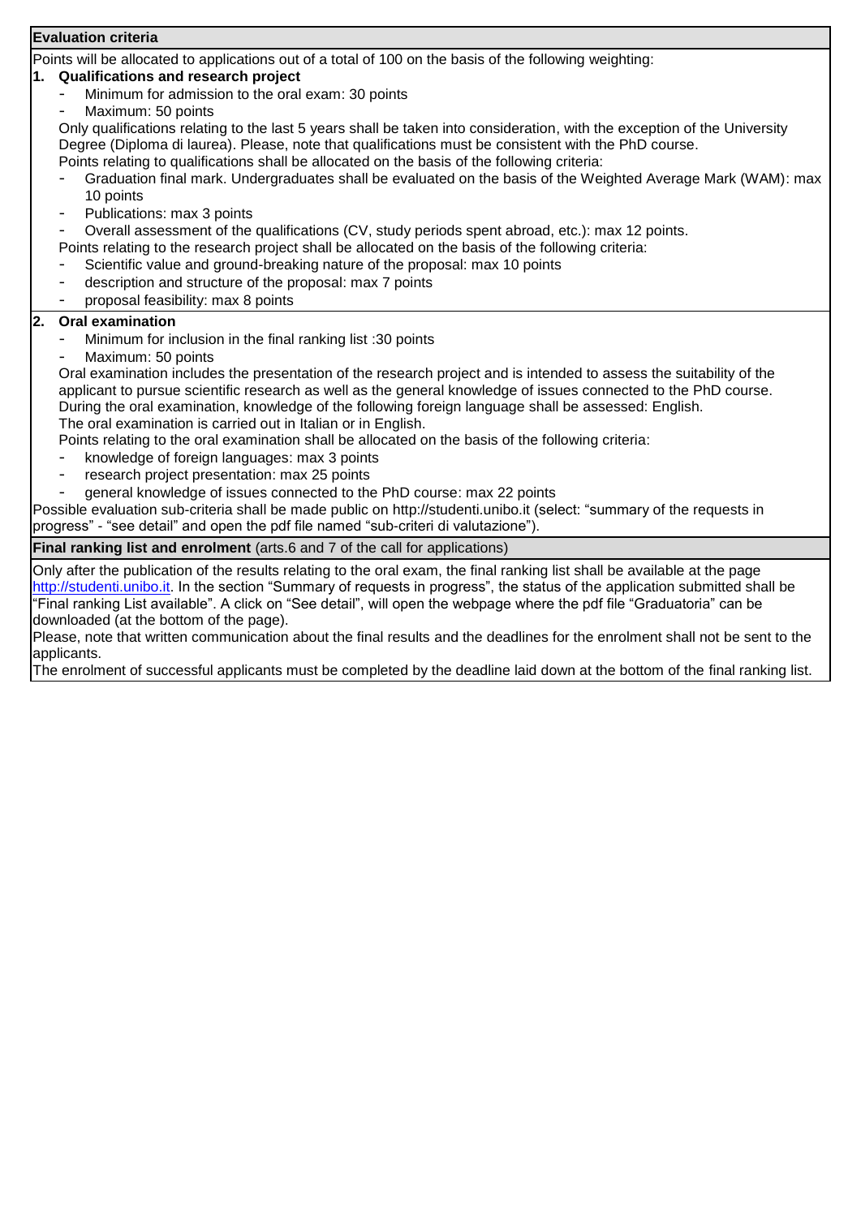## Evaluation criteria

Points will be allocated to applications out of a total of 100 on the basis of the following weighting:

**1. Qualifications and research project**

- Minimum for admission to the oral exam: 30 points
- Maximum: 50 points

Only qualifications relating to the last 5 years shall be taken into consideration, with the exception of the University Degree (Diploma di laurea). Please, note that qualifications must be consistent with the PhD course.

Points relating to qualifications shall be allocated on the basis of the following criteria:

- Graduation final mark. Undergraduates shall be evaluated on the basis of the Weighted Average Mark (WAM): max 10 points
- Publications: max 3 points
- Overall assessment of the qualifications (CV, study periods spent abroad, etc.): max 12 points.

Points relating to the research project shall be allocated on the basis of the following criteria:

- Scientific value and ground-breaking nature of the proposal: max 10 points
- description and structure of the proposal: max 7 points
- proposal feasibility: max 8 points

**2. Oral examination**

- Minimum for inclusion in the final ranking list :30 points
- Maximum: 50 points

Oral examination includes the presentation of the research project and is intended to assess the suitability of the applicant to pursue scientific research as well as the general knowledge of issues connected to the PhD course.

During the oral examination, knowledge of the following foreign language shall be assessed: English.

The oral examination is carried out in Italian or in English.

Points relating to the oral examination shall be allocated on the basis of the following criteria:

- knowledge of foreign languages: max 3 points
- research project presentation: max 25 points
- general knowledge of issues connected to the PhD course: max 22 points

Possible evaluation sub-criteria shall be made public on http://studenti.unibo.it (select: "summary of the requests in progress" - "see detail" and open the pdf file named "sub-criteri di valutazione").

## Final ranking list and enrolment (arts.6 and 7 of the call for applications)

Only after the publication of the results relating to the oral exam, the final ranking list shall be available at the page http://studenti.unibo.it. In the section "Summary of requests in progress", the status of the application submitted shall be "Final ranking List available". A click on "See detail", will open the webpage where the pdf file "Graduatoria" can be downloaded (at the bottom of the page).

Please, note that written communication about the final results and the deadlines for the enrolment shall not be sent to the applicants.

The enrolment of successful applicants must be completed by the deadline laid down at the bottom of the final ranking list.